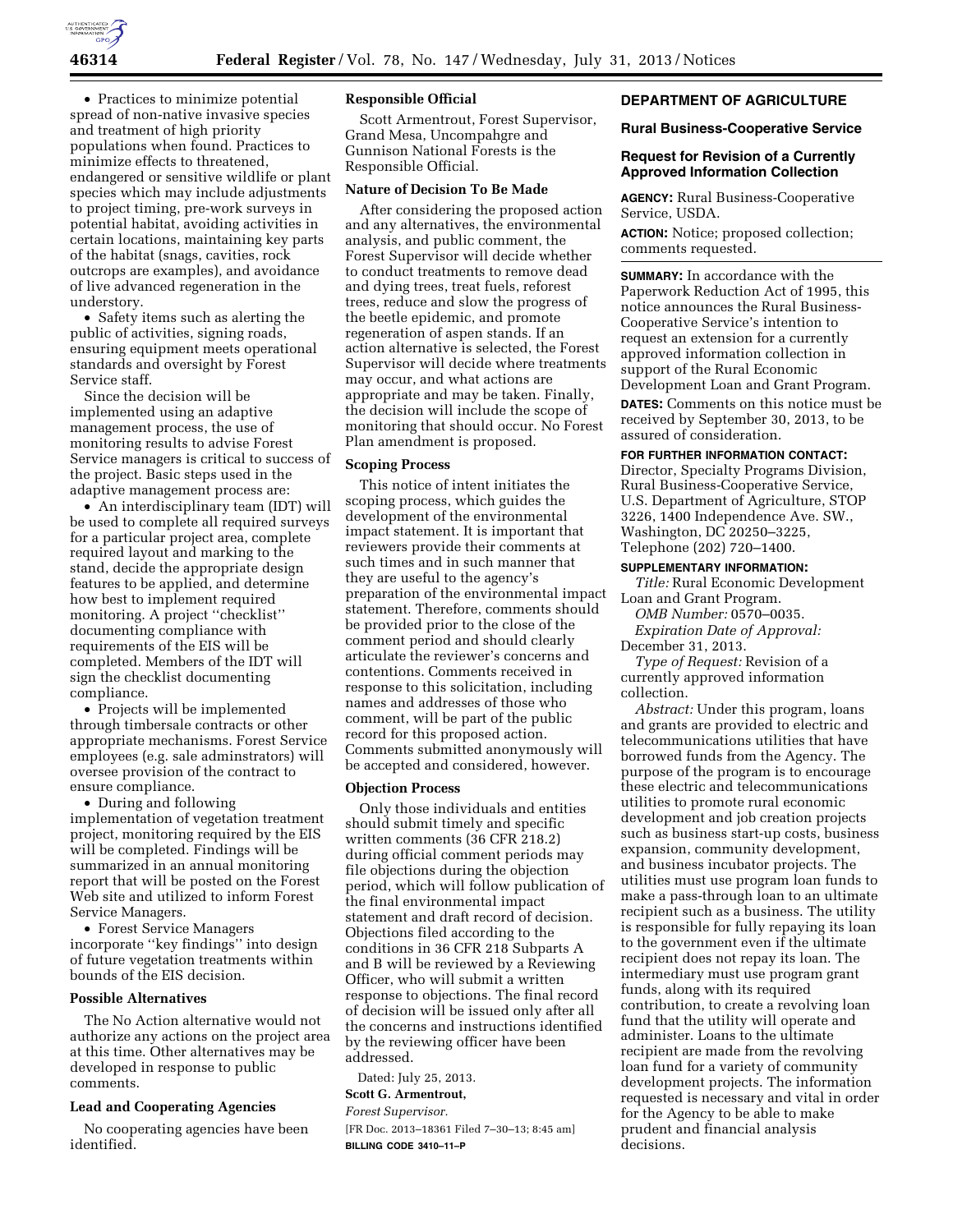- Practices to minimize potential spread of non-native invasive species and treatment of high priority populations when found. Practices to minimize effects to threatened, endangered or sensitive wildlife or plant species which may include adjustments to project timing, pre-work surveys in potential habitat, avoiding activities in certain locations, maintaining key parts of the habitat (snags, cavities, rock outcrops are examples), and avoidance of live advanced regeneration in the understory.
- Safety items such as alerting the public of activities, signing roads, ensuring equipment meets operational standards and oversight by Forest Service staff.

Since the decision will be implemented using an adaptive management process, the use of monitoring results to advise Forest Service managers is critical to success of the project. Basic steps used in the adaptive management process are:

- An interdisciplinary team (IDT) will be used to complete all required surveys for a particular project area, complete required layout and marking to the stand, decide the appropriate design features to be applied, and determine how best to implement required monitoring. A project ''checklist'' documenting compliance with requirements of the EIS will be completed. Members of the IDT will sign the checklist documenting compliance.
- Projects will be implemented through timbersale contracts or other appropriate mechanisms. Forest Service employees (e.g. sale adminstrators) will oversee provision of the contract to ensure compliance.
- During and following implementation of vegetation treatment project, monitoring required by the EIS will be completed. Findings will be summarized in an annual monitoring report that will be posted on the Forest Web site and utilized to inform Forest Service Managers.
- Forest Service Managers incorporate ''key findings'' into design of future vegetation treatments within bounds of the EIS decision.

## Possible Alternatives

The No Action alternative would not authorize any actions on the project area at this time. Other alternatives may be developed in response to public comments.

## Lead and Cooperating Agencies

No cooperating agencies have been identified.

## Responsible Official

Scott Armentrout, Forest Supervisor, Grand Mesa, Uncompahgre and Gunnison National Forests is the Responsible Official.

## Nature of Decision To Be Made

After considering the proposed action and any alternatives, the environmental analysis, and public comment, the Forest Supervisor will decide whether to conduct treatments to remove dead and dying trees, treat fuels, reforest trees, reduce and slow the progress of the beetle epidemic, and promote regeneration of aspen stands. If an action alternative is selected, the Forest Supervisor will decide where treatments may occur, and what actions are appropriate and may be taken. Finally, the decision will include the scope of monitoring that should occur. No Forest Plan amendment is proposed.

## Scoping Process

This notice of intent initiates the scoping process, which guides the development of the environmental impact statement. It is important that reviewers provide their comments at such times and in such manner that they are useful to the agency's preparation of the environmental impact statement. Therefore, comments should be provided prior to the close of the comment period and should clearly articulate the reviewer's concerns and contentions. Comments received in response to this solicitation, including names and addresses of those who comment, will be part of the public record for this proposed action. Comments submitted anonymously will be accepted and considered, however.

## Objection Process

Only those individuals and entities should submit timely and specific written comments (36 CFR 218.2) during official comment periods may file objections during the objection period, which will follow publication of the final environmental impact statement and draft record of decision. Objections filed according to the conditions in 36 CFR 218 Subparts A and B will be reviewed by a Reviewing Officer, who will submit a written response to objections. The final record of decision will be issued only after all the concerns and instructions identified by the reviewing officer have been addressed.

Dated: July 25, 2013.

**Scott G. Armentrout,**

*Forest Supervisor.*

[FR Doc. 2013–18361 Filed 7–30–13; 8:45 am]

**BILLING CODE 3410–11–P**

# DEPARTMENT OF AGRICULTURE

## Rural Business-Cooperative Service

## Request for Revision of a Currently Approved Information Collection

**AGENCY:** Rural Business-Cooperative Service, USDA.

**ACTION:** Notice; proposed collection; comments requested.

**SUMMARY:** In accordance with the Paperwork Reduction Act of 1995, this notice announces the Rural Business-Cooperative Service's intention to request an extension for a currently approved information collection in support of the Rural Economic Development Loan and Grant Program.

**DATES:** Comments on this notice must be received by September 30, 2013, to be assured of consideration.

**FOR FURTHER INFORMATION CONTACT:** Director, Specialty Programs Division, Rural Business-Cooperative Service, U.S. Department of Agriculture, STOP 3226, 1400 Independence Ave. SW., Washington, DC 20250–3225, Telephone (202) 720–1400.

**SUPPLEMENTARY INFORMATION:**

*Title:* Rural Economic Development Loan and Grant Program.

*OMB Number:* 0570–0035.

*Expiration Date of Approval:* December 31, 2013.

*Type of Request:* Revision of a currently approved information collection.

*Abstract:* Under this program, loans and grants are provided to electric and telecommunications utilities that have borrowed funds from the Agency. The purpose of the program is to encourage these electric and telecommunications utilities to promote rural economic development and job creation projects such as business start-up costs, business expansion, community development, and business incubator projects. The utilities must use program loan funds to make a pass-through loan to an ultimate recipient such as a business. The utility is responsible for fully repaying its loan to the government even if the ultimate recipient does not repay its loan. The intermediary must use program grant funds, along with its required contribution, to create a revolving loan fund that the utility will operate and administer. Loans to the ultimate recipient are made from the revolving loan fund for a variety of community development projects. The information requested is necessary and vital in order for the Agency to be able to make prudent and financial analysis decisions.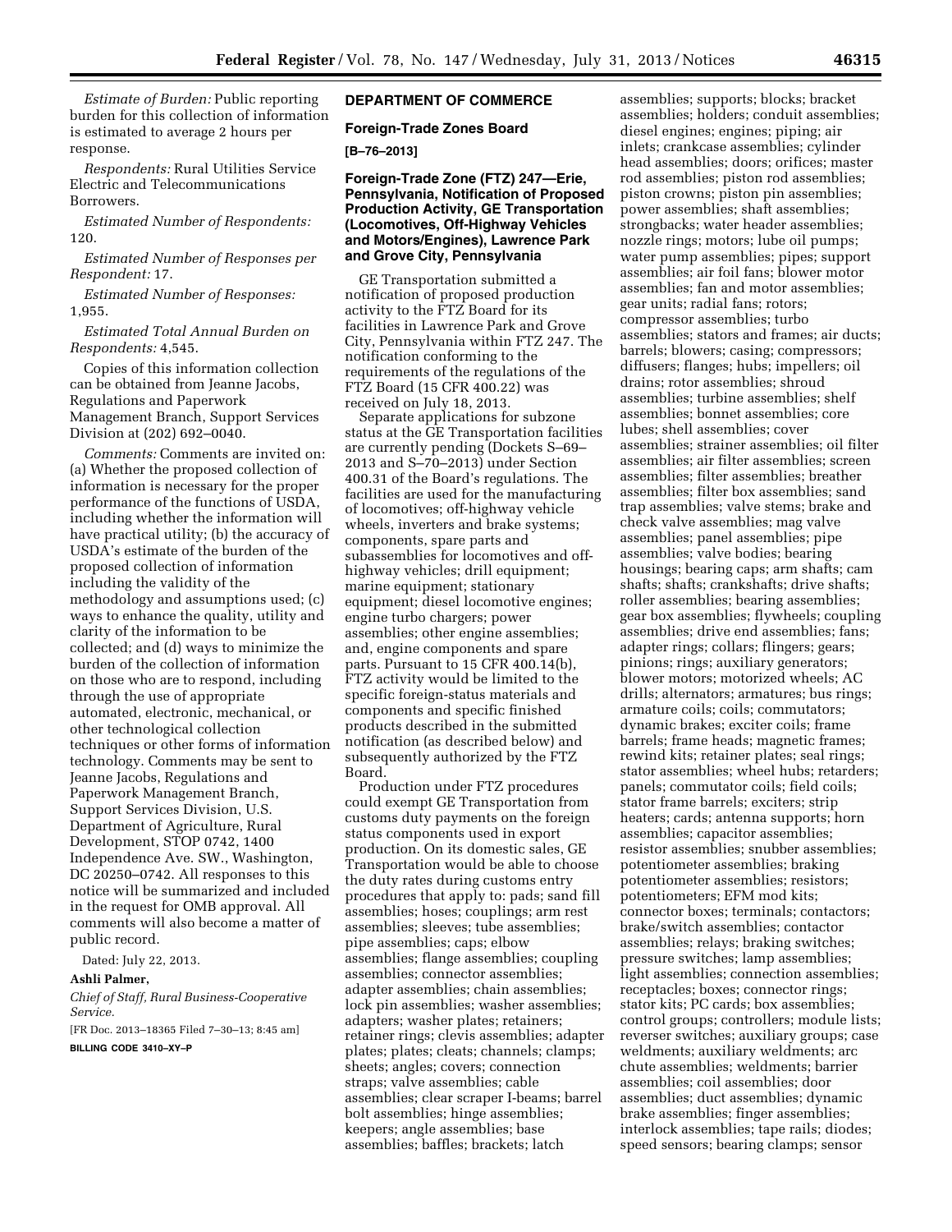*Estimate of Burden:* Public reporting burden for this collection of information is estimated to average 2 hours per response.

*Respondents:* Rural Utilities Service Electric and Telecommunications Borrowers.

*Estimated Number of Respondents:* 120.

*Estimated Number of Responses per Respondent:* 17.

*Estimated Number of Responses:* 1,955.

*Estimated Total Annual Burden on Respondents:* 4,545.

Copies of this information collection can be obtained from Jeanne Jacobs, Regulations and Paperwork Management Branch, Support Services Division at (202) 692–0040.

*Comments:* Comments are invited on: (a) Whether the proposed collection of information is necessary for the proper performance of the functions of USDA, including whether the information will have practical utility; (b) the accuracy of USDA's estimate of the burden of the proposed collection of information including the validity of the methodology and assumptions used; (c) ways to enhance the quality, utility and clarity of the information to be collected; and (d) ways to minimize the burden of the collection of information on those who are to respond, including through the use of appropriate automated, electronic, mechanical, or other technological collection techniques or other forms of information technology. Comments may be sent to Jeanne Jacobs, Regulations and Paperwork Management Branch, Support Services Division, U.S. Department of Agriculture, Rural Development, STOP 0742, 1400 Independence Ave. SW., Washington, DC 20250–0742. All responses to this notice will be summarized and included in the request for OMB approval. All comments will also become a matter of public record.

Dated: July 22, 2013.

**Ashli Palmer,**

*Chief of Staff, Rural Business-Cooperative Service.*

[FR Doc. 2013–18365 Filed 7–30–13; 8:45 am]

**BILLING CODE 3410–XY–P**

## DEPARTMENT OF COMMERCE

### Foreign-Trade Zones Board

**[B–76–2013]**

### Foreign-Trade Zone (FTZ) 247—Erie, Pennsylvania, Notification of Proposed Production Activity, GE Transportation (Locomotives, Off-Highway Vehicles and Motors/Engines), Lawrence Park and Grove City, Pennsylvania

GE Transportation submitted a notification of proposed production activity to the FTZ Board for its facilities in Lawrence Park and Grove City, Pennsylvania within FTZ 247. The notification conforming to the requirements of the regulations of the FTZ Board (15 CFR 400.22) was received on July 18, 2013.

Separate applications for subzone status at the GE Transportation facilities are currently pending (Dockets S–69–2013 and S–70–2013) under Section 400.31 of the Board's regulations. The facilities are used for the manufacturing of locomotives; off-highway vehicle wheels, inverters and brake systems; components, spare parts and subassemblies for locomotives and off-highway vehicles; drill equipment; marine equipment; stationary equipment; diesel locomotive engines; engine turbo chargers; power assemblies; other engine assemblies; and, engine components and spare parts. Pursuant to 15 CFR 400.14(b), FTZ activity would be limited to the specific foreign-status materials and components and specific finished products described in the submitted notification (as described below) and subsequently authorized by the FTZ Board.

Production under FTZ procedures could exempt GE Transportation from customs duty payments on the foreign status components used in export production. On its domestic sales, GE Transportation would be able to choose the duty rates during customs entry procedures that apply to: pads; sand fill assemblies; hoses; couplings; arm rest assemblies; sleeves; tube assemblies; pipe assemblies; caps; elbow assemblies; flange assemblies; coupling assemblies; connector assemblies; adapter assemblies; chain assemblies; lock pin assemblies; washer assemblies; adapters; washer plates; retainers; retainer rings; clevis assemblies; adapter plates; plates; cleats; channels; clamps; sheets; angles; covers; connection straps; valve assemblies; cable assemblies; clear scraper I-beams; barrel bolt assemblies; hinge assemblies; keepers; angle assemblies; base assemblies; baffles; brackets; latch assemblies; supports; blocks; bracket assemblies; holders; conduit assemblies; diesel engines; engines; piping; air inlets; crankcase assemblies; cylinder head assemblies; doors; orifices; master rod assemblies; piston rod assemblies; piston crowns; piston pin assemblies; power assemblies; shaft assemblies; strongbacks; water header assemblies; nozzle rings; motors; lube oil pumps; water pump assemblies; pipes; support assemblies; air foil fans; blower motor assemblies; fan and motor assemblies; gear units; radial fans; rotors; compressor assemblies; turbo assemblies; stators and frames; air ducts; barrels; blowers; casing; compressors; diffusers; flanges; hubs; impellers; oil drains; rotor assemblies; shroud assemblies; turbine assemblies; shelf assemblies; bonnet assemblies; core lubes; shell assemblies; cover assemblies; strainer assemblies; oil filter assemblies; air filter assemblies; screen assemblies; filter assemblies; breather assemblies; filter box assemblies; sand trap assemblies; valve stems; brake and check valve assemblies; mag valve assemblies; panel assemblies; pipe assemblies; valve bodies; bearing housings; bearing caps; arm shafts; cam shafts; shafts; crankshafts; drive shafts; roller assemblies; bearing assemblies; gear box assemblies; flywheels; coupling assemblies; drive end assemblies; fans; adapter rings; collars; flingers; gears; pinions; rings; auxiliary generators; blower motors; motorized wheels; AC drills; alternators; armatures; bus rings; armature coils; coils; commutators; dynamic brakes; exciter coils; frame barrels; frame heads; magnetic frames; rewind kits; retainer plates; seal rings; stator assemblies; wheel hubs; retarders; panels; commutator coils; field coils; stator frame barrels; exciters; strip heaters; cards; antenna supports; horn assemblies; capacitor assemblies; resistor assemblies; snubber assemblies; potentiometer assemblies; braking potentiometer assemblies; resistors; potentiometers; EFM mod kits; connector boxes; terminals; contactors; brake/switch assemblies; contactor assemblies; relays; braking switches; pressure switches; lamp assemblies; light assemblies; connection assemblies; receptacles; boxes; connector rings; stator kits; PC cards; box assemblies; control groups; controllers; module lists; reverser switches; auxiliary groups; case weldments; auxiliary weldments; arc chute assemblies; weldments; barrier assemblies; coil assemblies; door assemblies; duct assemblies; dynamic brake assemblies; finger assemblies; interlock assemblies; tape rails; diodes; speed sensors; bearing clamps; sensor